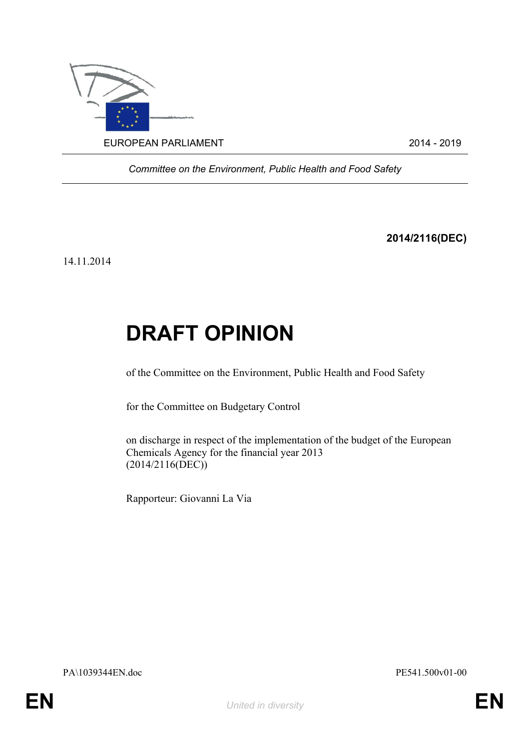EUROPEAN PARLIAMENT 2014 - 2019

*Committee on the Environment, Public Health and Food Safety*

**2014/2116(DEC)**

14.11.2014

# DRAFT OPINION

of the Committee on the Environment, Public Health and Food Safety

for the Committee on Budgetary Control

on discharge in respect of the implementation of the budget of the European Chemicals Agency for the financial year 2013
(2014/2116(DEC))

Rapporteur: Giovanni La Via

PA\1039344EN.doc PE541.500v01-00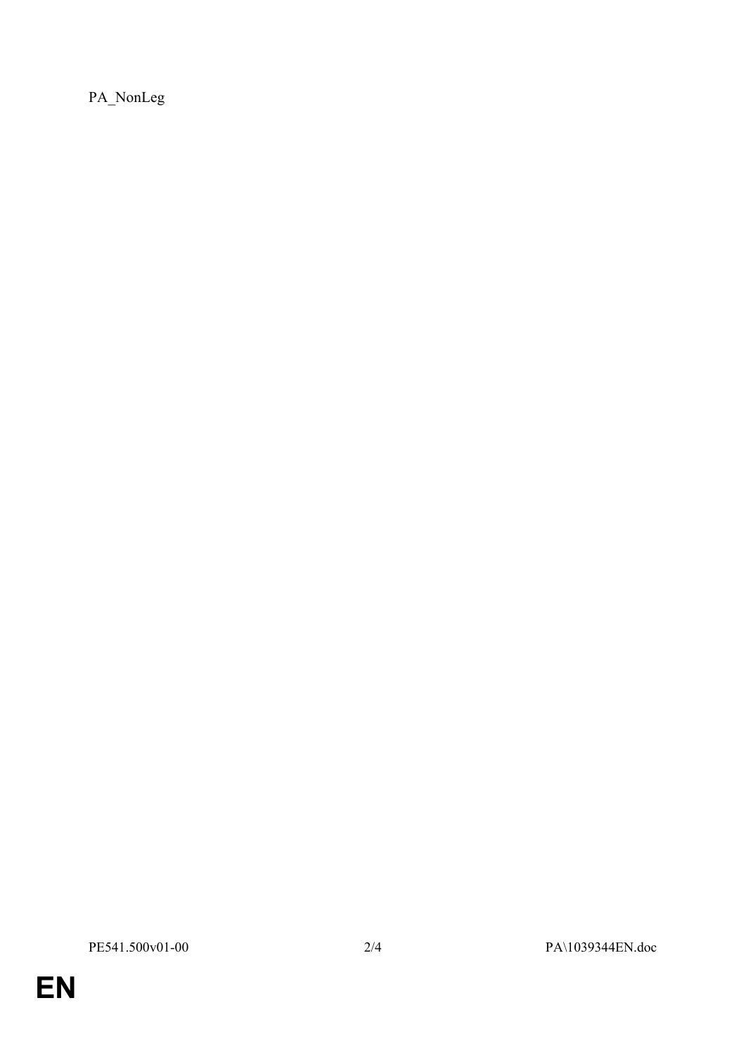PA_NonLeg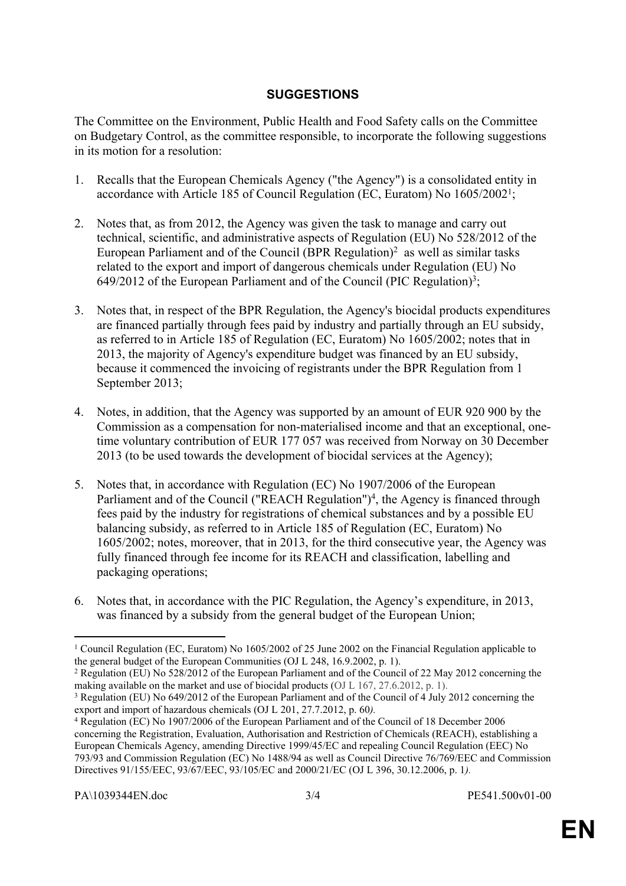## SUGGESTIONS

The Committee on the Environment, Public Health and Food Safety calls on the Committee on Budgetary Control, as the committee responsible, to incorporate the following suggestions in its motion for a resolution:

1. Recalls that the European Chemicals Agency ("the Agency") is a consolidated entity in accordance with Article 185 of Council Regulation (EC, Euratom) No 1605/2002[1];

2. Notes that, as from 2012, the Agency was given the task to manage and carry out technical, scientific, and administrative aspects of Regulation (EU) No 528/2012 of the European Parliament and of the Council (BPR Regulation)[2] as well as similar tasks related to the export and import of dangerous chemicals under Regulation (EU) No 649/2012 of the European Parliament and of the Council (PIC Regulation)[3];

3. Notes that, in respect of the BPR Regulation, the Agency's biocidal products expenditures are financed partially through fees paid by industry and partially through an EU subsidy, as referred to in Article 185 of Regulation (EC, Euratom) No 1605/2002; notes that in 2013, the majority of Agency's expenditure budget was financed by an EU subsidy, because it commenced the invoicing of registrants under the BPR Regulation from 1 September 2013;

4. Notes, in addition, that the Agency was supported by an amount of EUR 920 900 by the Commission as a compensation for non-materialised income and that an exceptional, one-time voluntary contribution of EUR 177 057 was received from Norway on 30 December 2013 (to be used towards the development of biocidal services at the Agency);

5. Notes that, in accordance with Regulation (EC) No 1907/2006 of the European Parliament and of the Council ("REACH Regulation")[4], the Agency is financed through fees paid by the industry for registrations of chemical substances and by a possible EU balancing subsidy, as referred to in Article 185 of Regulation (EC, Euratom) No 1605/2002; notes, moreover, that in 2013, for the third consecutive year, the Agency was fully financed through fee income for its REACH and classification, labelling and packaging operations;

6. Notes that, in accordance with the PIC Regulation, the Agency's expenditure, in 2013, was financed by a subsidy from the general budget of the European Union;

---

[1] Council Regulation (EC, Euratom) No 1605/2002 of 25 June 2002 on the Financial Regulation applicable to the general budget of the European Communities (OJ L 248, 16.9.2002, p. 1).

[2] Regulation (EU) No 528/2012 of the European Parliament and of the Council of 22 May 2012 concerning the making available on the market and use of biocidal products (OJ L 167, 27.6.2012, p. 1).

[3] Regulation (EU) No 649/2012 of the European Parliament and of the Council of 4 July 2012 concerning the export and import of hazardous chemicals (OJ L 201, 27.7.2012, p. 60).

[4] Regulation (EC) No 1907/2006 of the European Parliament and of the Council of 18 December 2006 concerning the Registration, Evaluation, Authorisation and Restriction of Chemicals (REACH), establishing a European Chemicals Agency, amending Directive 1999/45/EC and repealing Council Regulation (EEC) No 793/93 and Commission Regulation (EC) No 1488/94 as well as Council Directive 76/769/EEC and Commission Directives 91/155/EEC, 93/67/EEC, 93/105/EC and 2000/21/EC (OJ L 396, 30.12.2006, p. 1).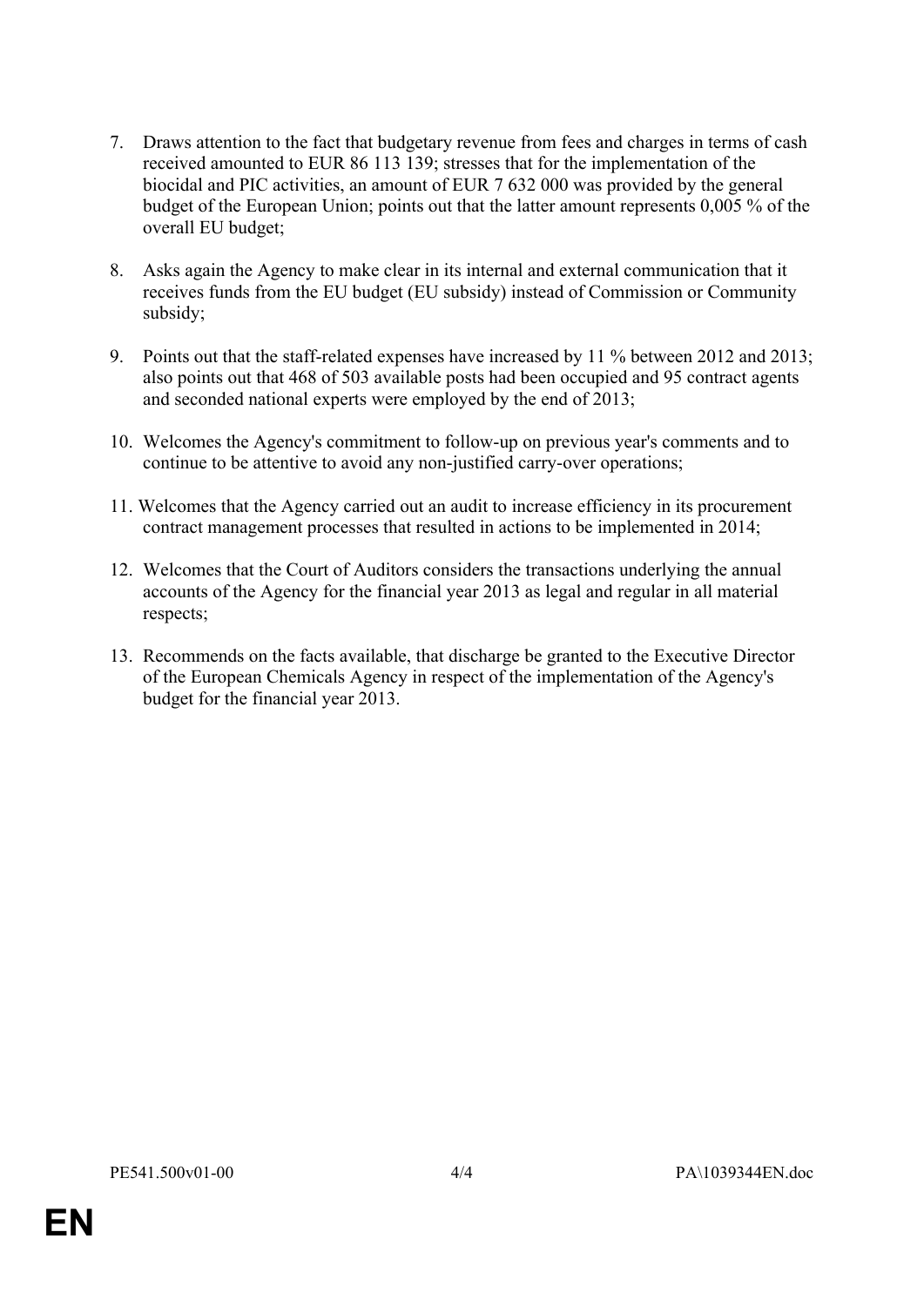7. Draws attention to the fact that budgetary revenue from fees and charges in terms of cash received amounted to EUR 86 113 139; stresses that for the implementation of the biocidal and PIC activities, an amount of EUR 7 632 000 was provided by the general budget of the European Union; points out that the latter amount represents 0,005 % of the overall EU budget;

8. Asks again the Agency to make clear in its internal and external communication that it receives funds from the EU budget (EU subsidy) instead of Commission or Community subsidy;

9. Points out that the staff-related expenses have increased by 11 % between 2012 and 2013; also points out that 468 of 503 available posts had been occupied and 95 contract agents and seconded national experts were employed by the end of 2013;

10. Welcomes the Agency's commitment to follow-up on previous year's comments and to continue to be attentive to avoid any non-justified carry-over operations;

11. Welcomes that the Agency carried out an audit to increase efficiency in its procurement contract management processes that resulted in actions to be implemented in 2014;

12. Welcomes that the Court of Auditors considers the transactions underlying the annual accounts of the Agency for the financial year 2013 as legal and regular in all material respects;

13. Recommends on the facts available, that discharge be granted to the Executive Director of the European Chemicals Agency in respect of the implementation of the Agency's budget for the financial year 2013.